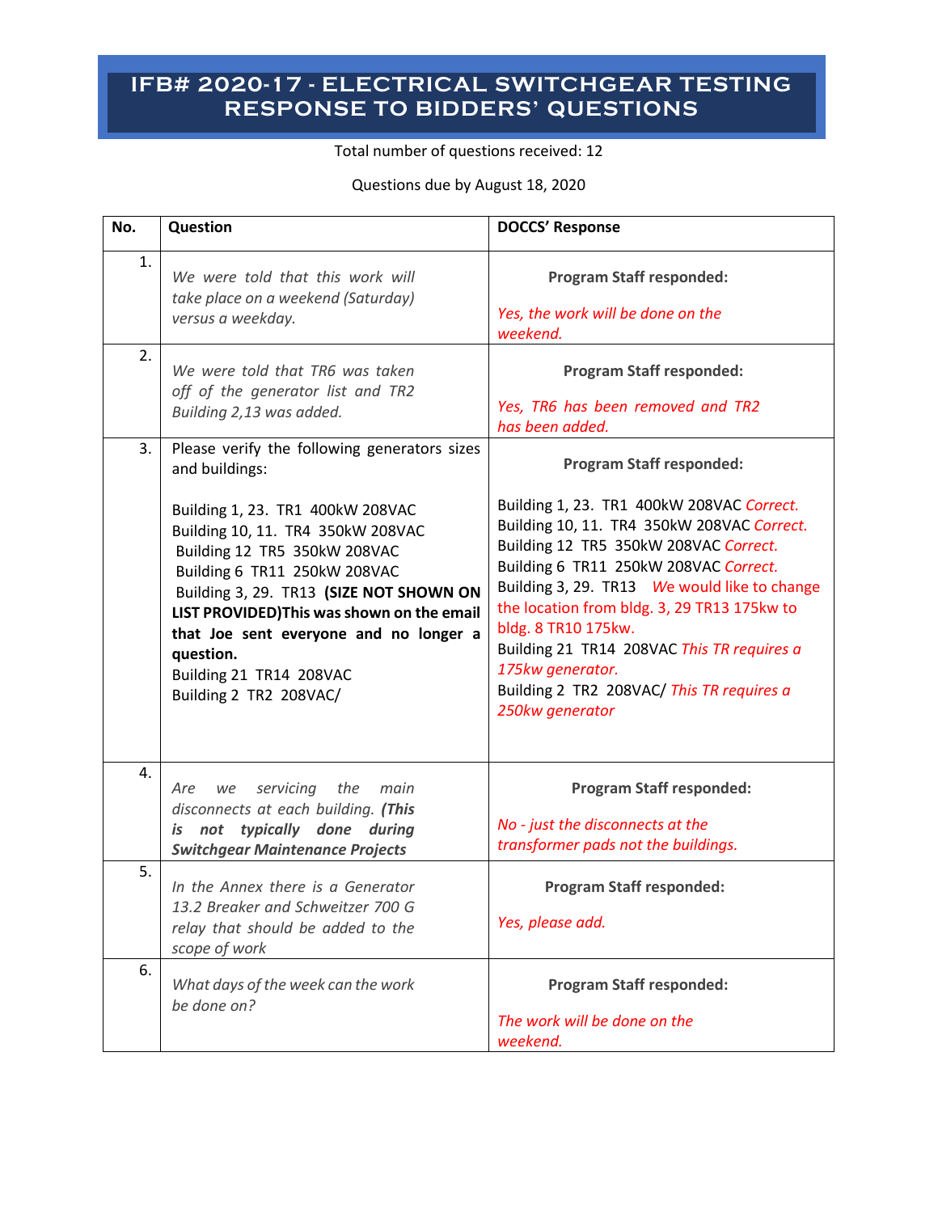# IFB# 2020-17 - ELECTRICAL SWITCHGEAR TESTING RESPONSE TO BIDDERS' QUESTIONS

Total number of questions received: 12

Questions due by August 18, 2020

| No. | Question | DOCCS' Response |
|---|---|---|
| 1. | *We were told that this work will take place on a weekend (Saturday) versus a weekday.* | **Program Staff responded:**<br><br>*Yes, the work will be done on the weekend.* |
| 2. | *We were told that TR6 was taken off of the generator list and TR2 Building 2,13 was added.* | **Program Staff responded:**<br><br>*Yes, TR6 has been removed and TR2 has been added.* |
| 3. | Please verify the following generators sizes and buildings:<br><br>Building 1, 23. TR1 400kW 208VAC<br>Building 10, 11. TR4 350kW 208VAC<br>Building 12 TR5 350kW 208VAC<br>Building 6 TR11 250kW 208VAC<br>Building 3, 29. TR13 **(SIZE NOT SHOWN ON LIST PROVIDED)This was shown on the email that Joe sent everyone and no longer a question.**<br>Building 21 TR14 208VAC<br>Building 2 TR2 208VAC/ | **Program Staff responded:**<br><br>Building 1, 23. TR1 400kW 208VAC *Correct.*<br>Building 10, 11. TR4 350kW 208VAC *Correct.*<br>Building 12 TR5 350kW 208VAC *Correct.*<br>Building 6 TR11 250kW 208VAC *Correct.*<br>Building 3, 29. TR13 We would like to change the location from bldg. 3, 29 TR13 175kw to bldg. 8 TR10 175kw.<br>Building 21 TR14 208VAC *This TR requires a 175kw generator.*<br>Building 2 TR2 208VAC/ *This TR requires a 250kw generator* |
| 4. | *Are we servicing the main disconnects at each building.* ***(This is not typically done during Switchgear Maintenance Projects*** | **Program Staff responded:**<br><br>*No - just the disconnects at the transformer pads not the buildings.* |
| 5. | *In the Annex there is a Generator 13.2 Breaker and Schweitzer 700 G relay that should be added to the scope of work* | **Program Staff responded:**<br><br>*Yes, please add.* |
| 6. | *What days of the week can the work be done on?* | **Program Staff responded:**<br><br>*The work will be done on the weekend.* |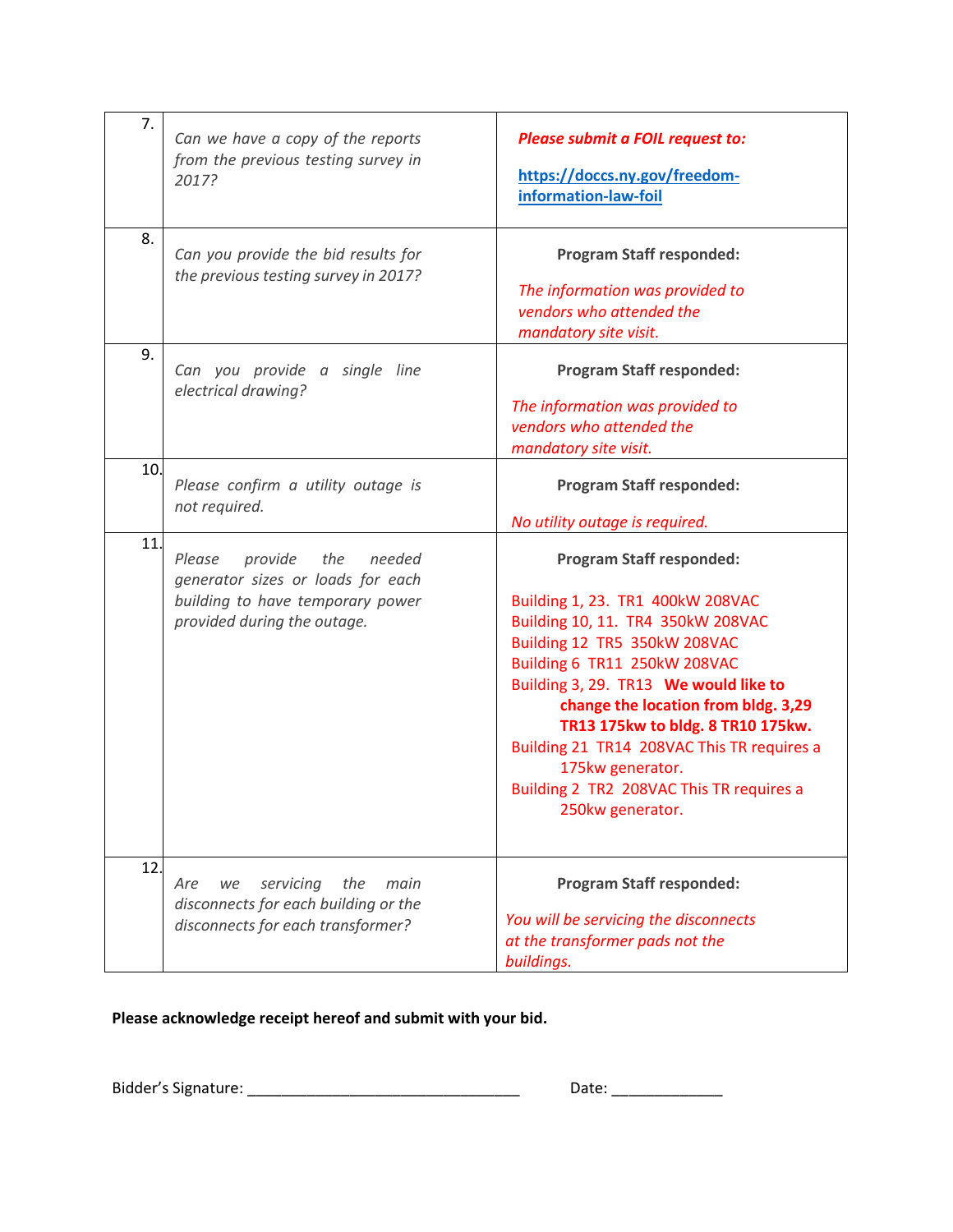| | | |
|---|---|---|
| 7. | *Can we have a copy of the reports from the previous testing survey in 2017?* | ***Please submit a FOIL request to:*** **https://doccs.ny.gov/freedom-information-law-foil** |
| 8. | *Can you provide the bid results for the previous testing survey in 2017?* | **Program Staff responded:** *The information was provided to vendors who attended the mandatory site visit.* |
| 9. | *Can you provide a single line electrical drawing?* | **Program Staff responded:** *The information was provided to vendors who attended the mandatory site visit.* |
| 10. | *Please confirm a utility outage is not required.* | **Program Staff responded:** *No utility outage is required.* |
| 11. | *Please provide the needed generator sizes or loads for each building to have temporary power provided during the outage.* | **Program Staff responded:** Building 1, 23. TR1 400kW 208VAC<br>Building 10, 11. TR4 350kW 208VAC<br>Building 12 TR5 350kW 208VAC<br>Building 6 TR11 250kW 208VAC<br>Building 3, 29. TR13 **We would like to change the location from bldg. 3,29 TR13 175kw to bldg. 8 TR10 175kw.**<br>Building 21 TR14 208VAC This TR requires a 175kw generator.<br>Building 2 TR2 208VAC This TR requires a 250kw generator. |
| 12. | *Are we servicing the main disconnects for each building or the disconnects for each transformer?* | **Program Staff responded:** *You will be servicing the disconnects at the transformer pads not the buildings.* |

**Please acknowledge receipt hereof and submit with your bid.**

Bidder's Signature: _________________________________ Date: _____________